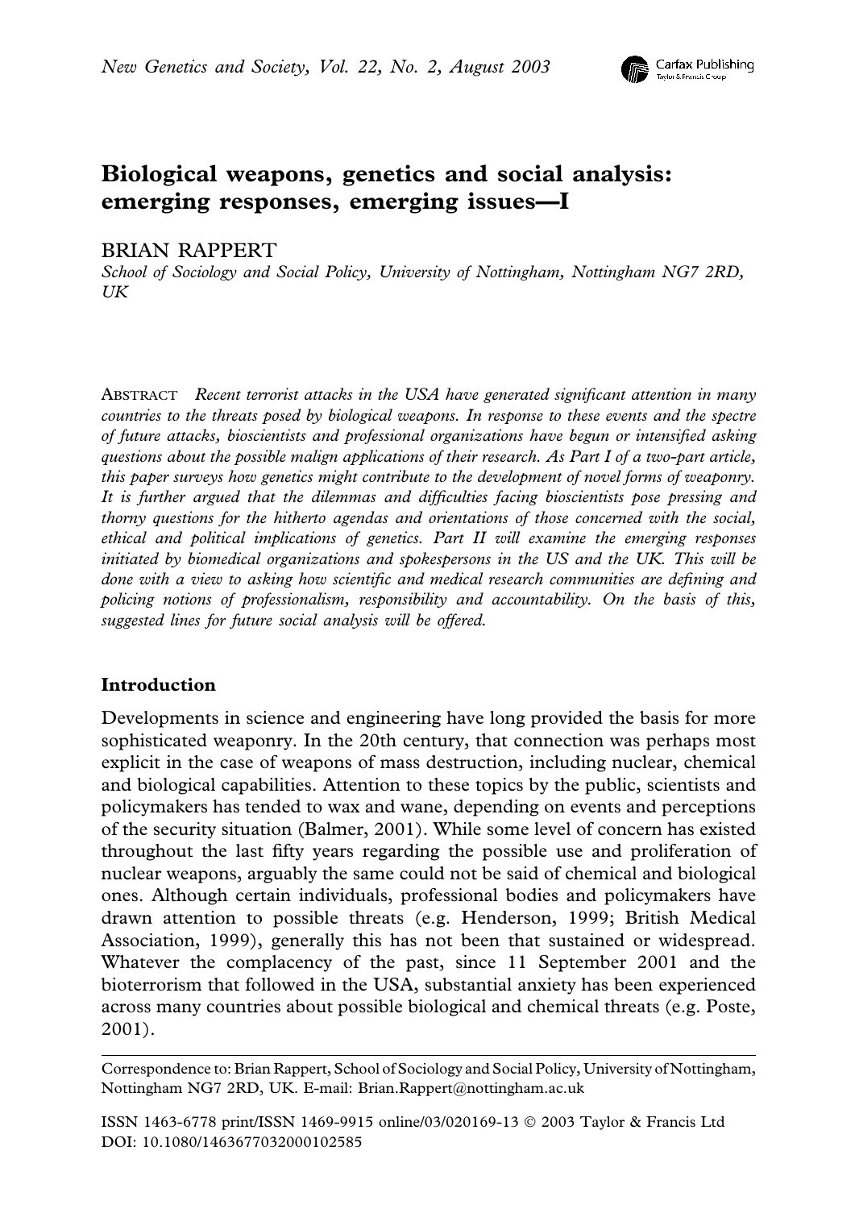# Biological weapons, genetics and social analysis: emerging responses, emerging issues—I

BRIAN RAPPERT

*School of Sociology and Social Policy, University of Nottingham, Nottingham NG7 2RD, UK*

ABSTRACT *Recent terrorist attacks in the USA have generated significant attention in many countries to the threats posed by biological weapons. In response to these events and the spectre of future attacks, bioscientists and professional organizations have begun or intensified asking questions about the possible malign applications of their research. As Part I of a two-part article, this paper surveys how genetics might contribute to the development of novel forms of weaponry. It is further argued that the dilemmas and difficulties facing bioscientists pose pressing and thorny questions for the hitherto agendas and orientations of those concerned with the social, ethical and political implications of genetics. Part II will examine the emerging responses initiated by biomedical organizations and spokespersons in the US and the UK. This will be done with a view to asking how scientific and medical research communities are defining and policing notions of professionalism, responsibility and accountability. On the basis of this, suggested lines for future social analysis will be offered.*

## Introduction

Developments in science and engineering have long provided the basis for more sophisticated weaponry. In the 20th century, that connection was perhaps most explicit in the case of weapons of mass destruction, including nuclear, chemical and biological capabilities. Attention to these topics by the public, scientists and policymakers has tended to wax and wane, depending on events and perceptions of the security situation (Balmer, 2001). While some level of concern has existed throughout the last fifty years regarding the possible use and proliferation of nuclear weapons, arguably the same could not be said of chemical and biological ones. Although certain individuals, professional bodies and policymakers have drawn attention to possible threats (e.g. Henderson, 1999; British Medical Association, 1999), generally this has not been that sustained or widespread. Whatever the complacency of the past, since 11 September 2001 and the bioterrorism that followed in the USA, substantial anxiety has been experienced across many countries about possible biological and chemical threats (e.g. Poste, 2001).

---

Correspondence to: Brian Rappert, School of Sociology and Social Policy, University of Nottingham, Nottingham NG7 2RD, UK. E-mail: Brian.Rappert@nottingham.ac.uk

ISSN 1463-6778 print/ISSN 1469-9915 online/03/020169-13 © 2003 Taylor & Francis Ltd
DOI: 10.1080/1463677032000102585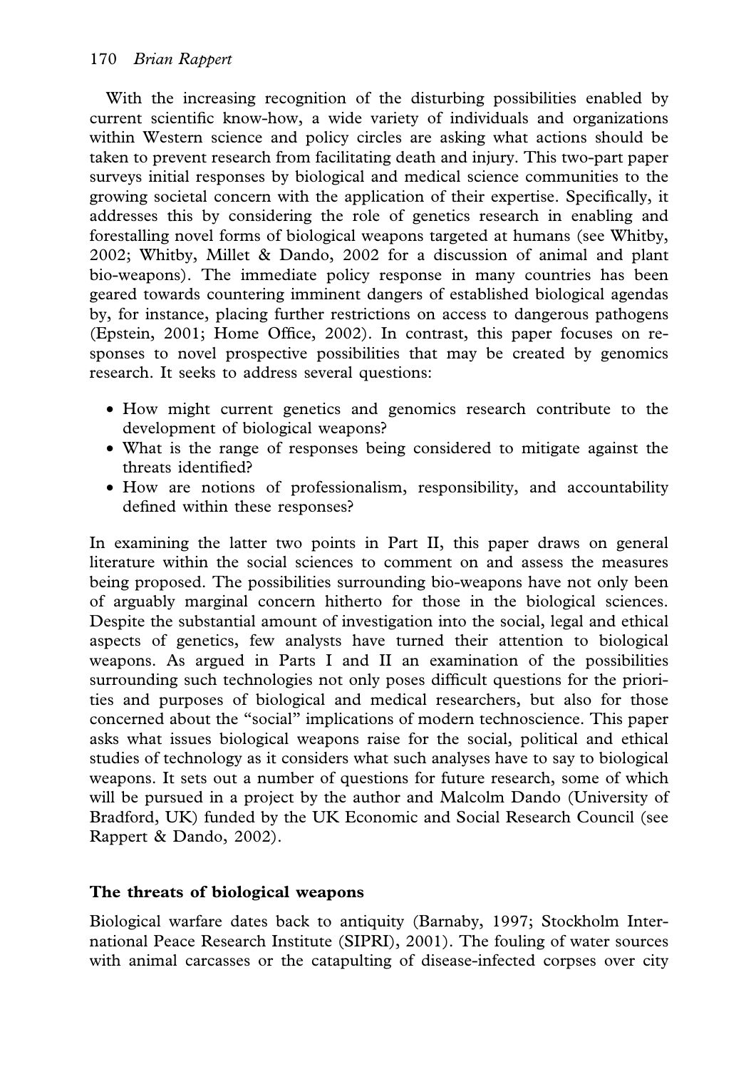With the increasing recognition of the disturbing possibilities enabled by current scientific know-how, a wide variety of individuals and organizations within Western science and policy circles are asking what actions should be taken to prevent research from facilitating death and injury. This two-part paper surveys initial responses by biological and medical science communities to the growing societal concern with the application of their expertise. Specifically, it addresses this by considering the role of genetics research in enabling and forestalling novel forms of biological weapons targeted at humans (see Whitby, 2002; Whitby, Millet & Dando, 2002 for a discussion of animal and plant bio-weapons). The immediate policy response in many countries has been geared towards countering imminent dangers of established biological agendas by, for instance, placing further restrictions on access to dangerous pathogens (Epstein, 2001; Home Office, 2002). In contrast, this paper focuses on responses to novel prospective possibilities that may be created by genomics research. It seeks to address several questions:

- How might current genetics and genomics research contribute to the development of biological weapons?
- What is the range of responses being considered to mitigate against the threats identified?
- How are notions of professionalism, responsibility, and accountability defined within these responses?

In examining the latter two points in Part II, this paper draws on general literature within the social sciences to comment on and assess the measures being proposed. The possibilities surrounding bio-weapons have not only been of arguably marginal concern hitherto for those in the biological sciences. Despite the substantial amount of investigation into the social, legal and ethical aspects of genetics, few analysts have turned their attention to biological weapons. As argued in Parts I and II an examination of the possibilities surrounding such technologies not only poses difficult questions for the priorities and purposes of biological and medical researchers, but also for those concerned about the "social" implications of modern technoscience. This paper asks what issues biological weapons raise for the social, political and ethical studies of technology as it considers what such analyses have to say to biological weapons. It sets out a number of questions for future research, some of which will be pursued in a project by the author and Malcolm Dando (University of Bradford, UK) funded by the UK Economic and Social Research Council (see Rappert & Dando, 2002).

## The threats of biological weapons

Biological warfare dates back to antiquity (Barnaby, 1997; Stockholm International Peace Research Institute (SIPRI), 2001). The fouling of water sources with animal carcasses or the catapulting of disease-infected corpses over city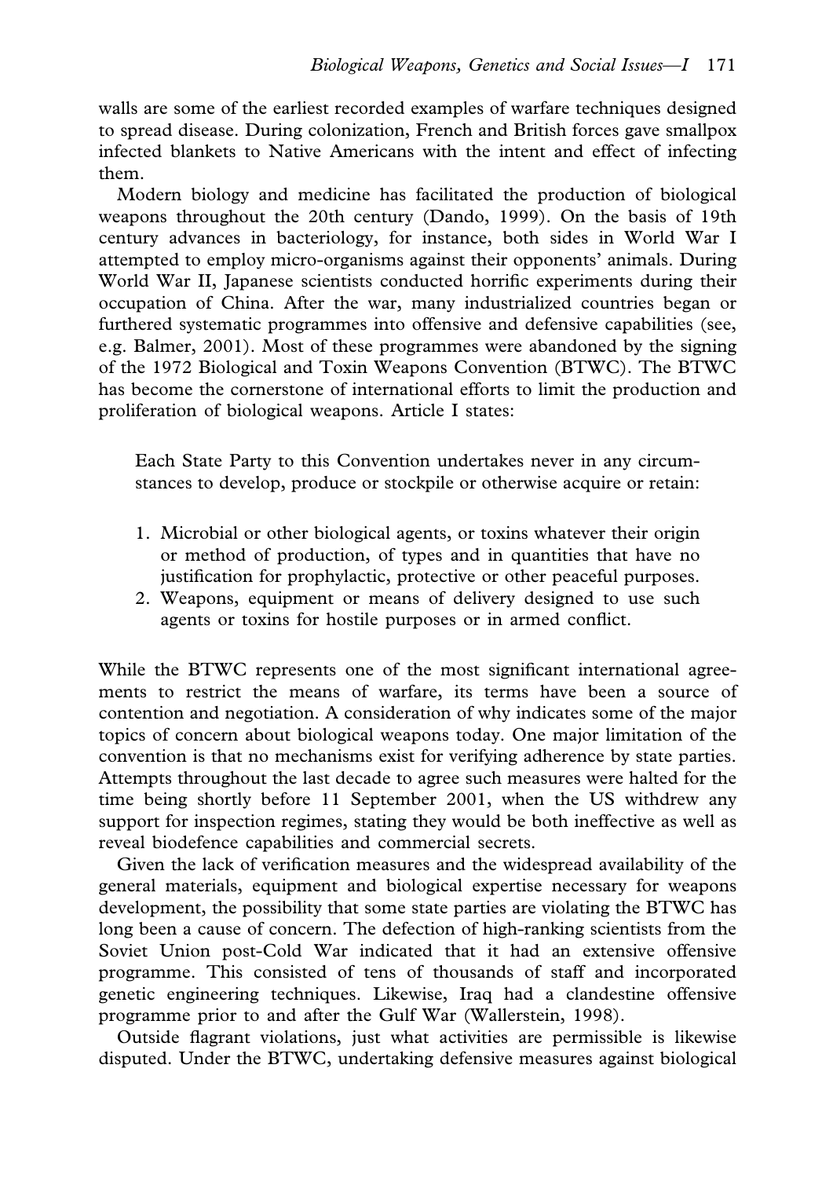walls are some of the earliest recorded examples of warfare techniques designed to spread disease. During colonization, French and British forces gave smallpox infected blankets to Native Americans with the intent and effect of infecting them.

Modern biology and medicine has facilitated the production of biological weapons throughout the 20th century (Dando, 1999). On the basis of 19th century advances in bacteriology, for instance, both sides in World War I attempted to employ micro-organisms against their opponents' animals. During World War II, Japanese scientists conducted horrific experiments during their occupation of China. After the war, many industrialized countries began or furthered systematic programmes into offensive and defensive capabilities (see, e.g. Balmer, 2001). Most of these programmes were abandoned by the signing of the 1972 Biological and Toxin Weapons Convention (BTWC). The BTWC has become the cornerstone of international efforts to limit the production and proliferation of biological weapons. Article I states:

> Each State Party to this Convention undertakes never in any circumstances to develop, produce or stockpile or otherwise acquire or retain:
>
> 1. Microbial or other biological agents, or toxins whatever their origin or method of production, of types and in quantities that have no justification for prophylactic, protective or other peaceful purposes.
> 2. Weapons, equipment or means of delivery designed to use such agents or toxins for hostile purposes or in armed conflict.

While the BTWC represents one of the most significant international agreements to restrict the means of warfare, its terms have been a source of contention and negotiation. A consideration of why indicates some of the major topics of concern about biological weapons today. One major limitation of the convention is that no mechanisms exist for verifying adherence by state parties. Attempts throughout the last decade to agree such measures were halted for the time being shortly before 11 September 2001, when the US withdrew any support for inspection regimes, stating they would be both ineffective as well as reveal biodefence capabilities and commercial secrets.

Given the lack of verification measures and the widespread availability of the general materials, equipment and biological expertise necessary for weapons development, the possibility that some state parties are violating the BTWC has long been a cause of concern. The defection of high-ranking scientists from the Soviet Union post-Cold War indicated that it had an extensive offensive programme. This consisted of tens of thousands of staff and incorporated genetic engineering techniques. Likewise, Iraq had a clandestine offensive programme prior to and after the Gulf War (Wallerstein, 1998).

Outside flagrant violations, just what activities are permissible is likewise disputed. Under the BTWC, undertaking defensive measures against biological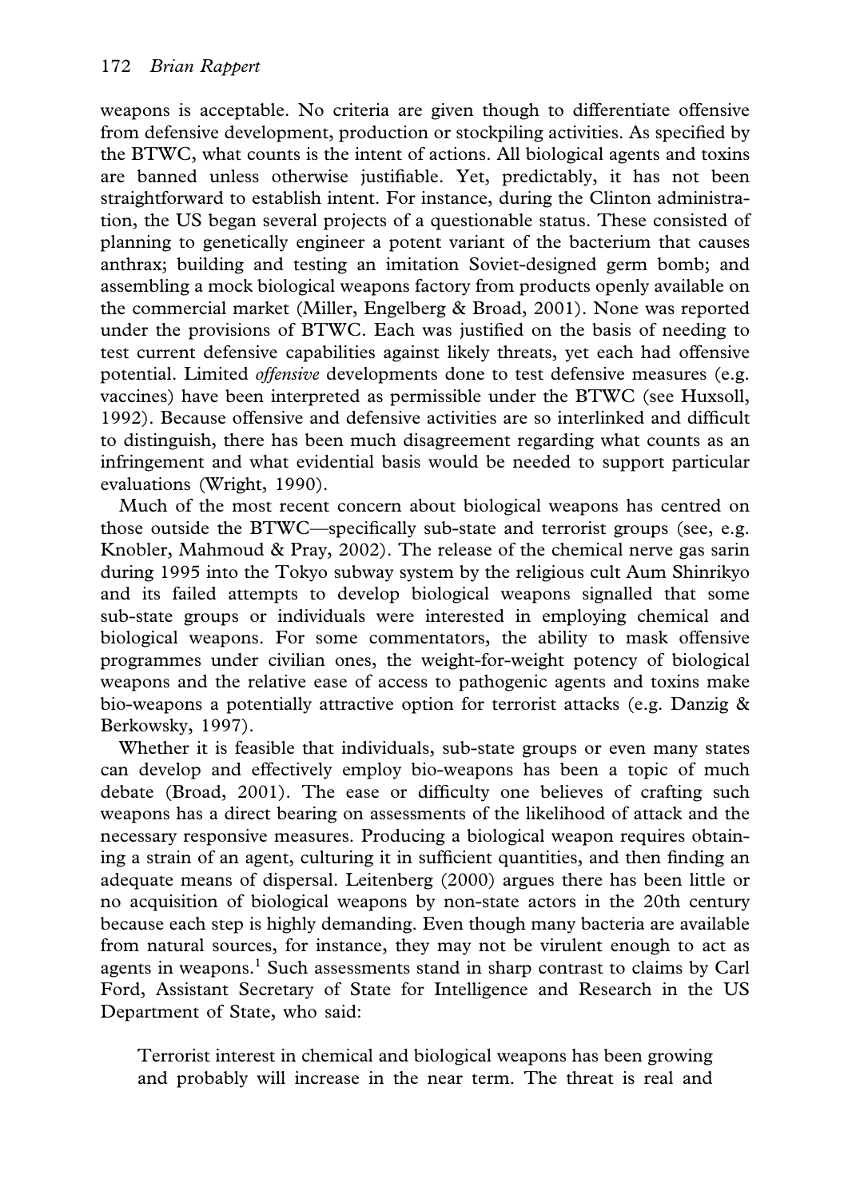weapons is acceptable. No criteria are given though to differentiate offensive from defensive development, production or stockpiling activities. As specified by the BTWC, what counts is the intent of actions. All biological agents and toxins are banned unless otherwise justifiable. Yet, predictably, it has not been straightforward to establish intent. For instance, during the Clinton administration, the US began several projects of a questionable status. These consisted of planning to genetically engineer a potent variant of the bacterium that causes anthrax; building and testing an imitation Soviet-designed germ bomb; and assembling a mock biological weapons factory from products openly available on the commercial market (Miller, Engelberg & Broad, 2001). None was reported under the provisions of BTWC. Each was justified on the basis of needing to test current defensive capabilities against likely threats, yet each had offensive potential. Limited *offensive* developments done to test defensive measures (e.g. vaccines) have been interpreted as permissible under the BTWC (see Huxsoll, 1992). Because offensive and defensive activities are so interlinked and difficult to distinguish, there has been much disagreement regarding what counts as an infringement and what evidential basis would be needed to support particular evaluations (Wright, 1990).

Much of the most recent concern about biological weapons has centred on those outside the BTWC—specifically sub-state and terrorist groups (see, e.g. Knobler, Mahmoud & Pray, 2002). The release of the chemical nerve gas sarin during 1995 into the Tokyo subway system by the religious cult Aum Shinrikyo and its failed attempts to develop biological weapons signalled that some sub-state groups or individuals were interested in employing chemical and biological weapons. For some commentators, the ability to mask offensive programmes under civilian ones, the weight-for-weight potency of biological weapons and the relative ease of access to pathogenic agents and toxins make bio-weapons a potentially attractive option for terrorist attacks (e.g. Danzig & Berkowsky, 1997).

Whether it is feasible that individuals, sub-state groups or even many states can develop and effectively employ bio-weapons has been a topic of much debate (Broad, 2001). The ease or difficulty one believes of crafting such weapons has a direct bearing on assessments of the likelihood of attack and the necessary responsive measures. Producing a biological weapon requires obtaining a strain of an agent, culturing it in sufficient quantities, and then finding an adequate means of dispersal. Leitenberg (2000) argues there has been little or no acquisition of biological weapons by non-state actors in the 20th century because each step is highly demanding. Even though many bacteria are available from natural sources, for instance, they may not be virulent enough to act as agents in weapons.[1] Such assessments stand in sharp contrast to claims by Carl Ford, Assistant Secretary of State for Intelligence and Research in the US Department of State, who said:

> Terrorist interest in chemical and biological weapons has been growing and probably will increase in the near term. The threat is real and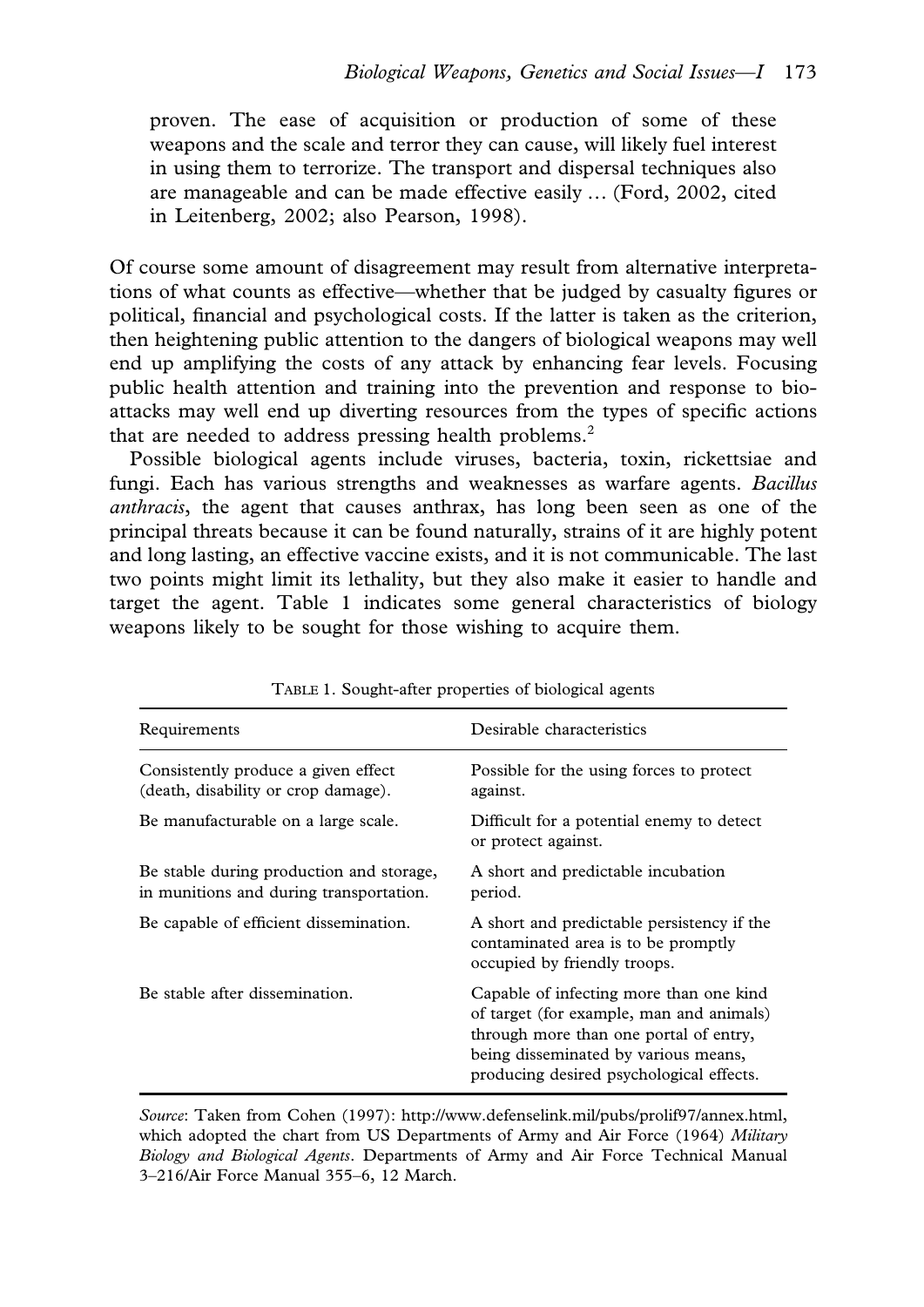proven. The ease of acquisition or production of some of these weapons and the scale and terror they can cause, will likely fuel interest in using them to terrorize. The transport and dispersal techniques also are manageable and can be made effective easily … (Ford, 2002, cited in Leitenberg, 2002; also Pearson, 1998).

Of course some amount of disagreement may result from alternative interpretations of what counts as effective—whether that be judged by casualty figures or political, financial and psychological costs. If the latter is taken as the criterion, then heightening public attention to the dangers of biological weapons may well end up amplifying the costs of any attack by enhancing fear levels. Focusing public health attention and training into the prevention and response to bio-attacks may well end up diverting resources from the types of specific actions that are needed to address pressing health problems.[2]

Possible biological agents include viruses, bacteria, toxin, rickettsiae and fungi. Each has various strengths and weaknesses as warfare agents. *Bacillus anthracis*, the agent that causes anthrax, has long been seen as one of the principal threats because it can be found naturally, strains of it are highly potent and long lasting, an effective vaccine exists, and it is not communicable. The last two points might limit its lethality, but they also make it easier to handle and target the agent. Table 1 indicates some general characteristics of biology weapons likely to be sought for those wishing to acquire them.

TABLE 1. Sought-after properties of biological agents

| Requirements | Desirable characteristics |
|---|---|
| Consistently produce a given effect (death, disability or crop damage). | Possible for the using forces to protect against. |
| Be manufacturable on a large scale. | Difficult for a potential enemy to detect or protect against. |
| Be stable during production and storage, in munitions and during transportation. | A short and predictable incubation period. |
| Be capable of efficient dissemination. | A short and predictable persistency if the contaminated area is to be promptly occupied by friendly troops. |
| Be stable after dissemination. | Capable of infecting more than one kind of target (for example, man and animals) through more than one portal of entry, being disseminated by various means, producing desired psychological effects. |

*Source*: Taken from Cohen (1997): http://www.defenselink.mil/pubs/prolif97/annex.html, which adopted the chart from US Departments of Army and Air Force (1964) *Military Biology and Biological Agents*. Departments of Army and Air Force Technical Manual 3–216/Air Force Manual 355–6, 12 March.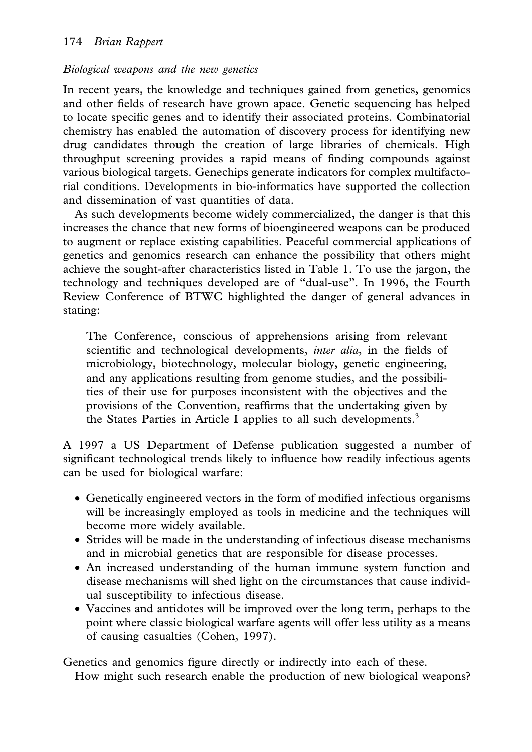*Biological weapons and the new genetics*

In recent years, the knowledge and techniques gained from genetics, genomics and other fields of research have grown apace. Genetic sequencing has helped to locate specific genes and to identify their associated proteins. Combinatorial chemistry has enabled the automation of discovery process for identifying new drug candidates through the creation of large libraries of chemicals. High throughput screening provides a rapid means of finding compounds against various biological targets. Genechips generate indicators for complex multifactorial conditions. Developments in bio-informatics have supported the collection and dissemination of vast quantities of data.

As such developments become widely commercialized, the danger is that this increases the chance that new forms of bioengineered weapons can be produced to augment or replace existing capabilities. Peaceful commercial applications of genetics and genomics research can enhance the possibility that others might achieve the sought-after characteristics listed in Table 1. To use the jargon, the technology and techniques developed are of "dual-use". In 1996, the Fourth Review Conference of BTWC highlighted the danger of general advances in stating:

> The Conference, conscious of apprehensions arising from relevant scientific and technological developments, *inter alia*, in the fields of microbiology, biotechnology, molecular biology, genetic engineering, and any applications resulting from genome studies, and the possibilities of their use for purposes inconsistent with the objectives and the provisions of the Convention, reaffirms that the undertaking given by the States Parties in Article I applies to all such developments.[3]

A 1997 a US Department of Defense publication suggested a number of significant technological trends likely to influence how readily infectious agents can be used for biological warfare:

- Genetically engineered vectors in the form of modified infectious organisms will be increasingly employed as tools in medicine and the techniques will become more widely available.
- Strides will be made in the understanding of infectious disease mechanisms and in microbial genetics that are responsible for disease processes.
- An increased understanding of the human immune system function and disease mechanisms will shed light on the circumstances that cause individual susceptibility to infectious disease.
- Vaccines and antidotes will be improved over the long term, perhaps to the point where classic biological warfare agents will offer less utility as a means of causing casualties (Cohen, 1997).

Genetics and genomics figure directly or indirectly into each of these.

How might such research enable the production of new biological weapons?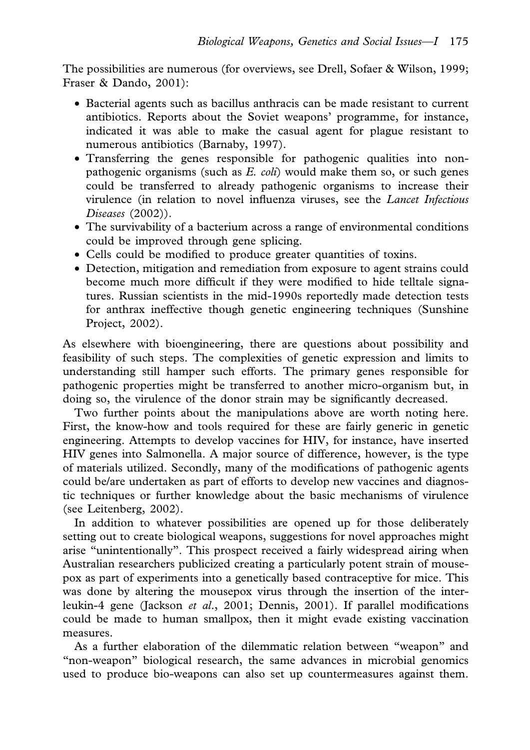The possibilities are numerous (for overviews, see Drell, Sofaer & Wilson, 1999; Fraser & Dando, 2001):

- Bacterial agents such as bacillus anthracis can be made resistant to current antibiotics. Reports about the Soviet weapons' programme, for instance, indicated it was able to make the casual agent for plague resistant to numerous antibiotics (Barnaby, 1997).
- Transferring the genes responsible for pathogenic qualities into non-pathogenic organisms (such as *E. coli*) would make them so, or such genes could be transferred to already pathogenic organisms to increase their virulence (in relation to novel influenza viruses, see the *Lancet Infectious Diseases* (2002)).
- The survivability of a bacterium across a range of environmental conditions could be improved through gene splicing.
- Cells could be modified to produce greater quantities of toxins.
- Detection, mitigation and remediation from exposure to agent strains could become much more difficult if they were modified to hide telltale signatures. Russian scientists in the mid-1990s reportedly made detection tests for anthrax ineffective though genetic engineering techniques (Sunshine Project, 2002).

As elsewhere with bioengineering, there are questions about possibility and feasibility of such steps. The complexities of genetic expression and limits to understanding still hamper such efforts. The primary genes responsible for pathogenic properties might be transferred to another micro-organism but, in doing so, the virulence of the donor strain may be significantly decreased.

Two further points about the manipulations above are worth noting here. First, the know-how and tools required for these are fairly generic in genetic engineering. Attempts to develop vaccines for HIV, for instance, have inserted HIV genes into Salmonella. A major source of difference, however, is the type of materials utilized. Secondly, many of the modifications of pathogenic agents could be/are undertaken as part of efforts to develop new vaccines and diagnostic techniques or further knowledge about the basic mechanisms of virulence (see Leitenberg, 2002).

In addition to whatever possibilities are opened up for those deliberately setting out to create biological weapons, suggestions for novel approaches might arise "unintentionally". This prospect received a fairly widespread airing when Australian researchers publicized creating a particularly potent strain of mousepox as part of experiments into a genetically based contraceptive for mice. This was done by altering the mousepox virus through the insertion of the interleukin-4 gene (Jackson *et al.*, 2001; Dennis, 2001). If parallel modifications could be made to human smallpox, then it might evade existing vaccination measures.

As a further elaboration of the dilemmatic relation between "weapon" and "non-weapon" biological research, the same advances in microbial genomics used to produce bio-weapons can also set up countermeasures against them.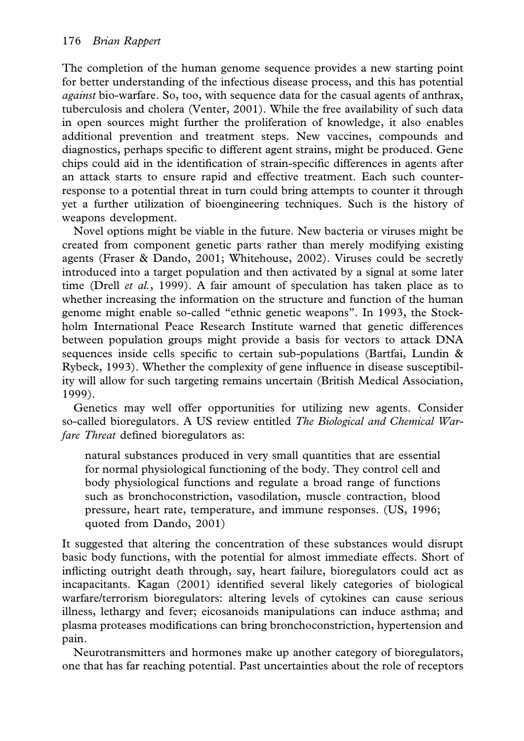The completion of the human genome sequence provides a new starting point for better understanding of the infectious disease process, and this has potential *against* bio-warfare. So, too, with sequence data for the casual agents of anthrax, tuberculosis and cholera (Venter, 2001). While the free availability of such data in open sources might further the proliferation of knowledge, it also enables additional prevention and treatment steps. New vaccines, compounds and diagnostics, perhaps specific to different agent strains, might be produced. Gene chips could aid in the identification of strain-specific differences in agents after an attack starts to ensure rapid and effective treatment. Each such counter-response to a potential threat in turn could bring attempts to counter it through yet a further utilization of bioengineering techniques. Such is the history of weapons development.

Novel options might be viable in the future. New bacteria or viruses might be created from component genetic parts rather than merely modifying existing agents (Fraser & Dando, 2001; Whitehouse, 2002). Viruses could be secretly introduced into a target population and then activated by a signal at some later time (Drell *et al.*, 1999). A fair amount of speculation has taken place as to whether increasing the information on the structure and function of the human genome might enable so-called "ethnic genetic weapons". In 1993, the Stockholm International Peace Research Institute warned that genetic differences between population groups might provide a basis for vectors to attack DNA sequences inside cells specific to certain sub-populations (Bartfai, Lundin & Rybeck, 1993). Whether the complexity of gene influence in disease susceptibility will allow for such targeting remains uncertain (British Medical Association, 1999).

Genetics may well offer opportunities for utilizing new agents. Consider so-called bioregulators. A US review entitled *The Biological and Chemical Warfare Threat* defined bioregulators as:

> natural substances produced in very small quantities that are essential for normal physiological functioning of the body. They control cell and body physiological functions and regulate a broad range of functions such as bronchoconstriction, vasodilation, muscle contraction, blood pressure, heart rate, temperature, and immune responses. (US, 1996; quoted from Dando, 2001)

It suggested that altering the concentration of these substances would disrupt basic body functions, with the potential for almost immediate effects. Short of inflicting outright death through, say, heart failure, bioregulators could act as incapacitants. Kagan (2001) identified several likely categories of biological warfare/terrorism bioregulators: altering levels of cytokines can cause serious illness, lethargy and fever; eicosanoids manipulations can induce asthma; and plasma proteases modifications can bring bronchoconstriction, hypertension and pain.

Neurotransmitters and hormones make up another category of bioregulators, one that has far reaching potential. Past uncertainties about the role of receptors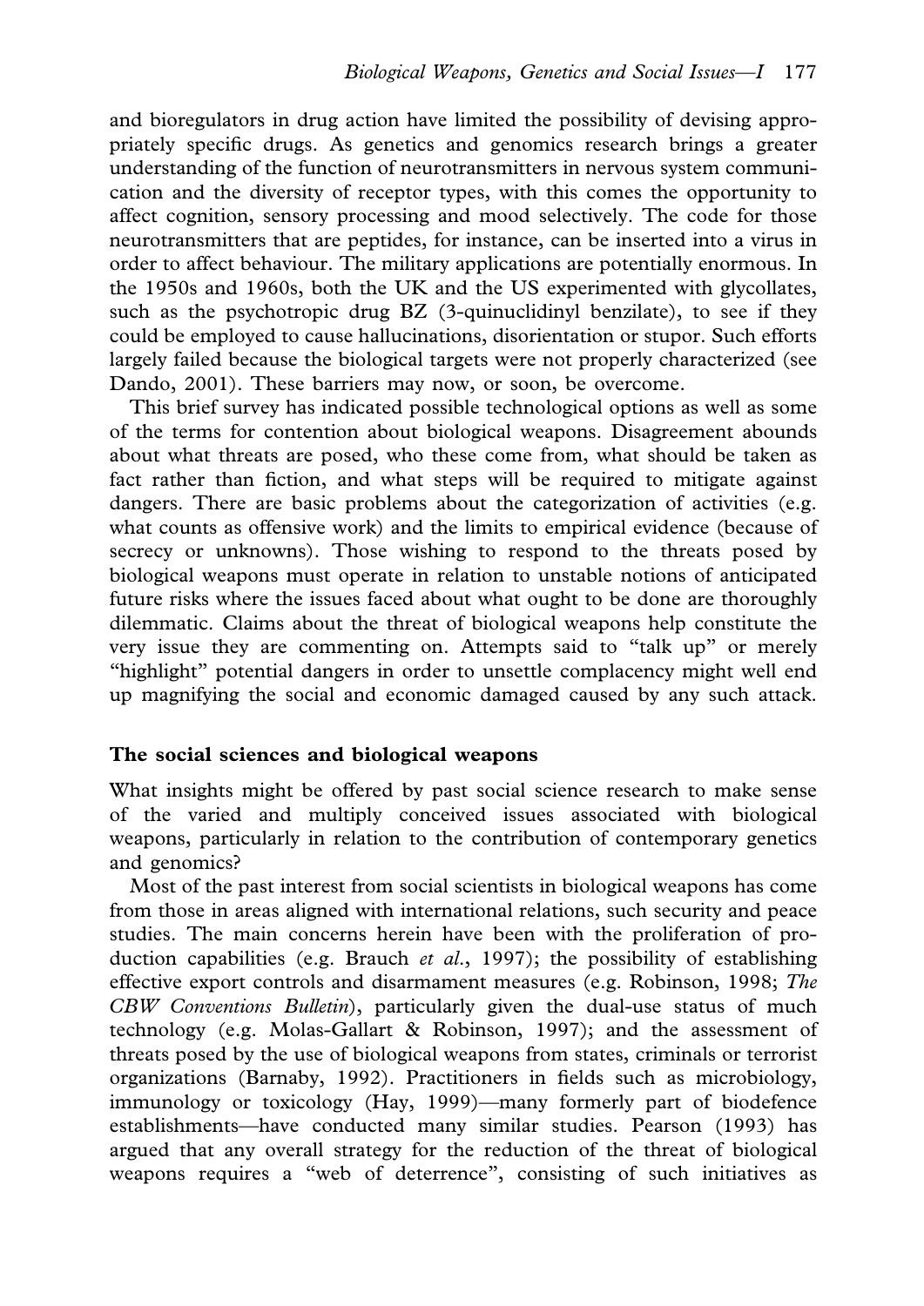and bioregulators in drug action have limited the possibility of devising appropriately specific drugs. As genetics and genomics research brings a greater understanding of the function of neurotransmitters in nervous system communication and the diversity of receptor types, with this comes the opportunity to affect cognition, sensory processing and mood selectively. The code for those neurotransmitters that are peptides, for instance, can be inserted into a virus in order to affect behaviour. The military applications are potentially enormous. In the 1950s and 1960s, both the UK and the US experimented with glycollates, such as the psychotropic drug BZ (3-quinuclidinyl benzilate), to see if they could be employed to cause hallucinations, disorientation or stupor. Such efforts largely failed because the biological targets were not properly characterized (see Dando, 2001). These barriers may now, or soon, be overcome.

This brief survey has indicated possible technological options as well as some of the terms for contention about biological weapons. Disagreement abounds about what threats are posed, who these come from, what should be taken as fact rather than fiction, and what steps will be required to mitigate against dangers. There are basic problems about the categorization of activities (e.g. what counts as offensive work) and the limits to empirical evidence (because of secrecy or unknowns). Those wishing to respond to the threats posed by biological weapons must operate in relation to unstable notions of anticipated future risks where the issues faced about what ought to be done are thoroughly dilemmatic. Claims about the threat of biological weapons help constitute the very issue they are commenting on. Attempts said to "talk up" or merely "highlight" potential dangers in order to unsettle complacency might well end up magnifying the social and economic damaged caused by any such attack.

## The social sciences and biological weapons

What insights might be offered by past social science research to make sense of the varied and multiply conceived issues associated with biological weapons, particularly in relation to the contribution of contemporary genetics and genomics?

Most of the past interest from social scientists in biological weapons has come from those in areas aligned with international relations, such security and peace studies. The main concerns herein have been with the proliferation of production capabilities (e.g. Brauch *et al.*, 1997); the possibility of establishing effective export controls and disarmament measures (e.g. Robinson, 1998; *The CBW Conventions Bulletin*), particularly given the dual-use status of much technology (e.g. Molas-Gallart & Robinson, 1997); and the assessment of threats posed by the use of biological weapons from states, criminals or terrorist organizations (Barnaby, 1992). Practitioners in fields such as microbiology, immunology or toxicology (Hay, 1999)—many formerly part of biodefence establishments—have conducted many similar studies. Pearson (1993) has argued that any overall strategy for the reduction of the threat of biological weapons requires a "web of deterrence", consisting of such initiatives as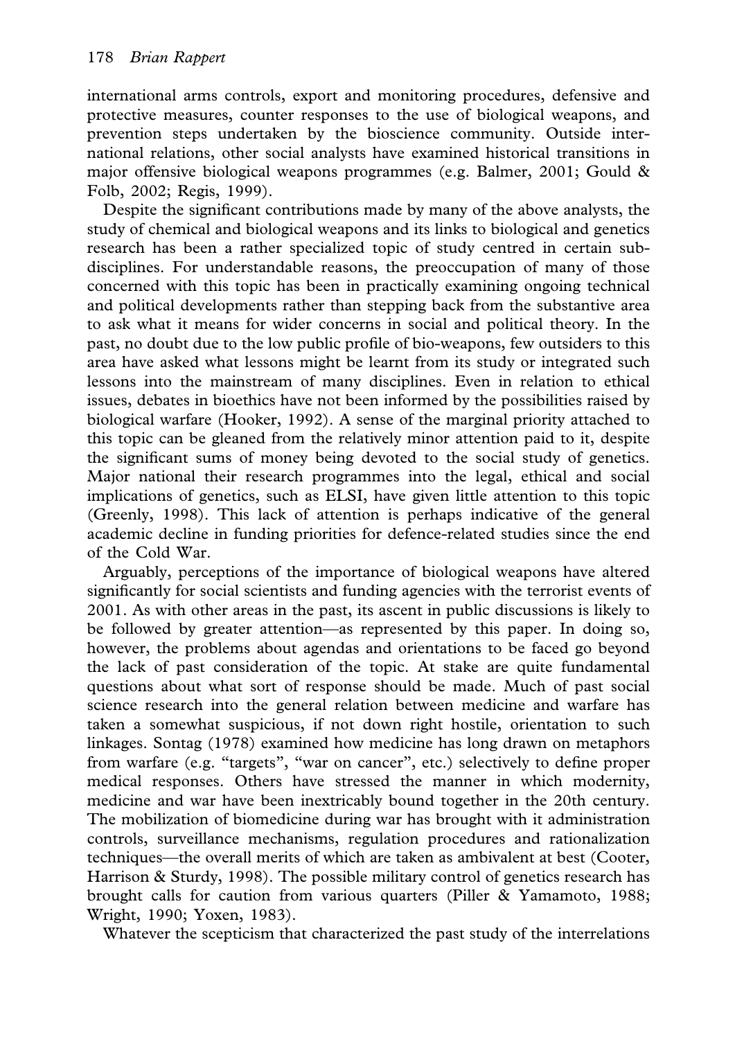international arms controls, export and monitoring procedures, defensive and protective measures, counter responses to the use of biological weapons, and prevention steps undertaken by the bioscience community. Outside international relations, other social analysts have examined historical transitions in major offensive biological weapons programmes (e.g. Balmer, 2001; Gould & Folb, 2002; Regis, 1999).

Despite the significant contributions made by many of the above analysts, the study of chemical and biological weapons and its links to biological and genetics research has been a rather specialized topic of study centred in certain sub-disciplines. For understandable reasons, the preoccupation of many of those concerned with this topic has been in practically examining ongoing technical and political developments rather than stepping back from the substantive area to ask what it means for wider concerns in social and political theory. In the past, no doubt due to the low public profile of bio-weapons, few outsiders to this area have asked what lessons might be learnt from its study or integrated such lessons into the mainstream of many disciplines. Even in relation to ethical issues, debates in bioethics have not been informed by the possibilities raised by biological warfare (Hooker, 1992). A sense of the marginal priority attached to this topic can be gleaned from the relatively minor attention paid to it, despite the significant sums of money being devoted to the social study of genetics. Major national their research programmes into the legal, ethical and social implications of genetics, such as ELSI, have given little attention to this topic (Greenly, 1998). This lack of attention is perhaps indicative of the general academic decline in funding priorities for defence-related studies since the end of the Cold War.

Arguably, perceptions of the importance of biological weapons have altered significantly for social scientists and funding agencies with the terrorist events of 2001. As with other areas in the past, its ascent in public discussions is likely to be followed by greater attention—as represented by this paper. In doing so, however, the problems about agendas and orientations to be faced go beyond the lack of past consideration of the topic. At stake are quite fundamental questions about what sort of response should be made. Much of past social science research into the general relation between medicine and warfare has taken a somewhat suspicious, if not down right hostile, orientation to such linkages. Sontag (1978) examined how medicine has long drawn on metaphors from warfare (e.g. "targets", "war on cancer", etc.) selectively to define proper medical responses. Others have stressed the manner in which modernity, medicine and war have been inextricably bound together in the 20th century. The mobilization of biomedicine during war has brought with it administration controls, surveillance mechanisms, regulation procedures and rationalization techniques—the overall merits of which are taken as ambivalent at best (Cooter, Harrison & Sturdy, 1998). The possible military control of genetics research has brought calls for caution from various quarters (Piller & Yamamoto, 1988; Wright, 1990; Yoxen, 1983).

Whatever the scepticism that characterized the past study of the interrelations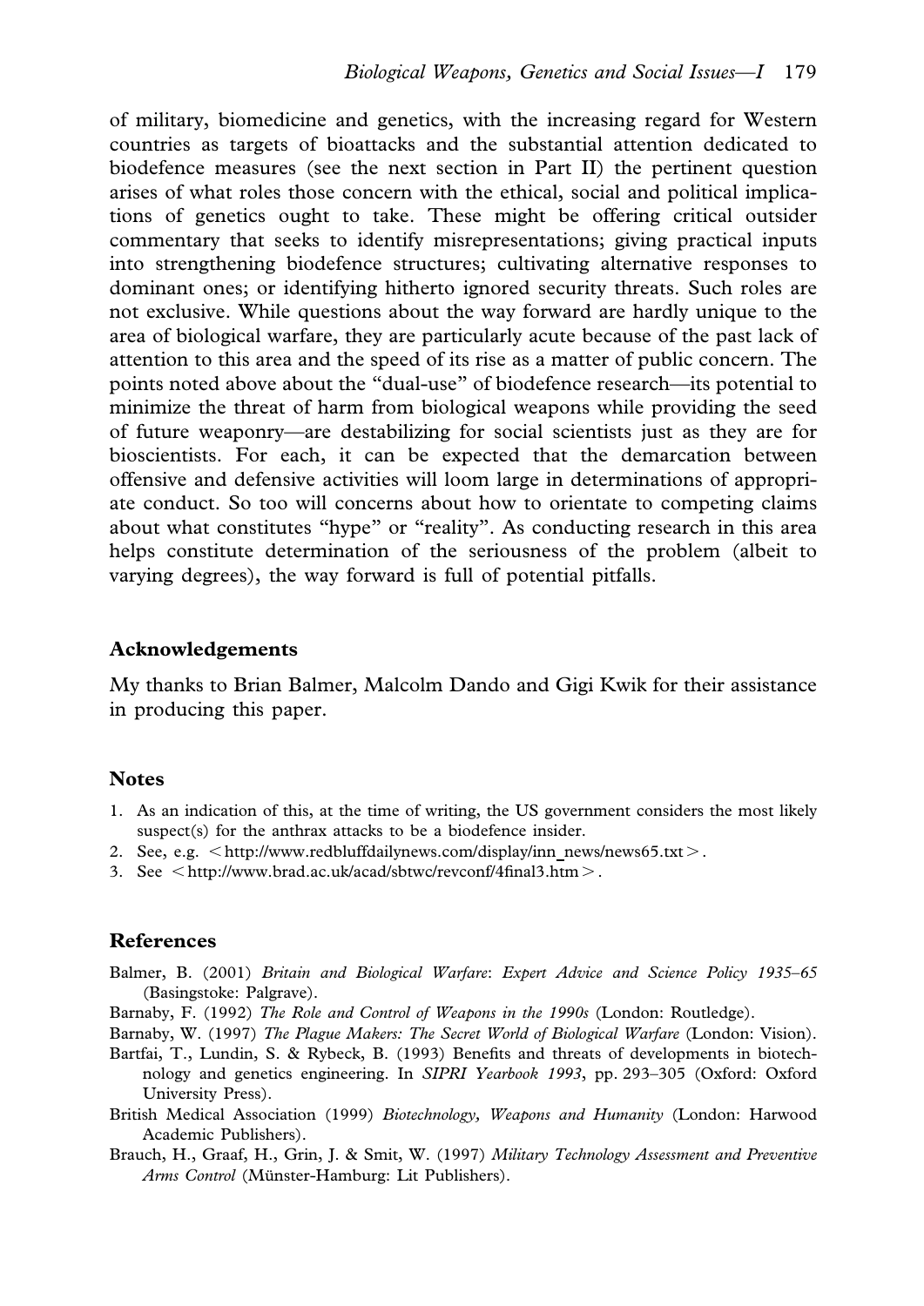of military, biomedicine and genetics, with the increasing regard for Western countries as targets of bioattacks and the substantial attention dedicated to biodefence measures (see the next section in Part II) the pertinent question arises of what roles those concern with the ethical, social and political implications of genetics ought to take. These might be offering critical outsider commentary that seeks to identify misrepresentations; giving practical inputs into strengthening biodefence structures; cultivating alternative responses to dominant ones; or identifying hitherto ignored security threats. Such roles are not exclusive. While questions about the way forward are hardly unique to the area of biological warfare, they are particularly acute because of the past lack of attention to this area and the speed of its rise as a matter of public concern. The points noted above about the "dual-use" of biodefence research—its potential to minimize the threat of harm from biological weapons while providing the seed of future weaponry—are destabilizing for social scientists just as they are for bioscientists. For each, it can be expected that the demarcation between offensive and defensive activities will loom large in determinations of appropriate conduct. So too will concerns about how to orientate to competing claims about what constitutes "hype" or "reality". As conducting research in this area helps constitute determination of the seriousness of the problem (albeit to varying degrees), the way forward is full of potential pitfalls.

## Acknowledgements

My thanks to Brian Balmer, Malcolm Dando and Gigi Kwik for their assistance in producing this paper.

## Notes

1. As an indication of this, at the time of writing, the US government considers the most likely suspect(s) for the anthrax attacks to be a biodefence insider.
2. See, e.g. <http://www.redbluffdailynews.com/display/inn_news/news65.txt>.
3. See <http://www.brad.ac.uk/acad/sbtwc/revconf/4final3.htm>.

## References

Balmer, B. (2001) *Britain and Biological Warfare: Expert Advice and Science Policy 1935–65* (Basingstoke: Palgrave).

Barnaby, F. (1992) *The Role and Control of Weapons in the 1990s* (London: Routledge).

Barnaby, W. (1997) *The Plague Makers: The Secret World of Biological Warfare* (London: Vision).

Bartfai, T., Lundin, S. & Rybeck, B. (1993) Benefits and threats of developments in biotechnology and genetics engineering. In *SIPRI Yearbook 1993*, pp. 293–305 (Oxford: Oxford University Press).

British Medical Association (1999) *Biotechnology, Weapons and Humanity* (London: Harwood Academic Publishers).

Brauch, H., Graaf, H., Grin, J. & Smit, W. (1997) *Military Technology Assessment and Preventive Arms Control* (Münster-Hamburg: Lit Publishers).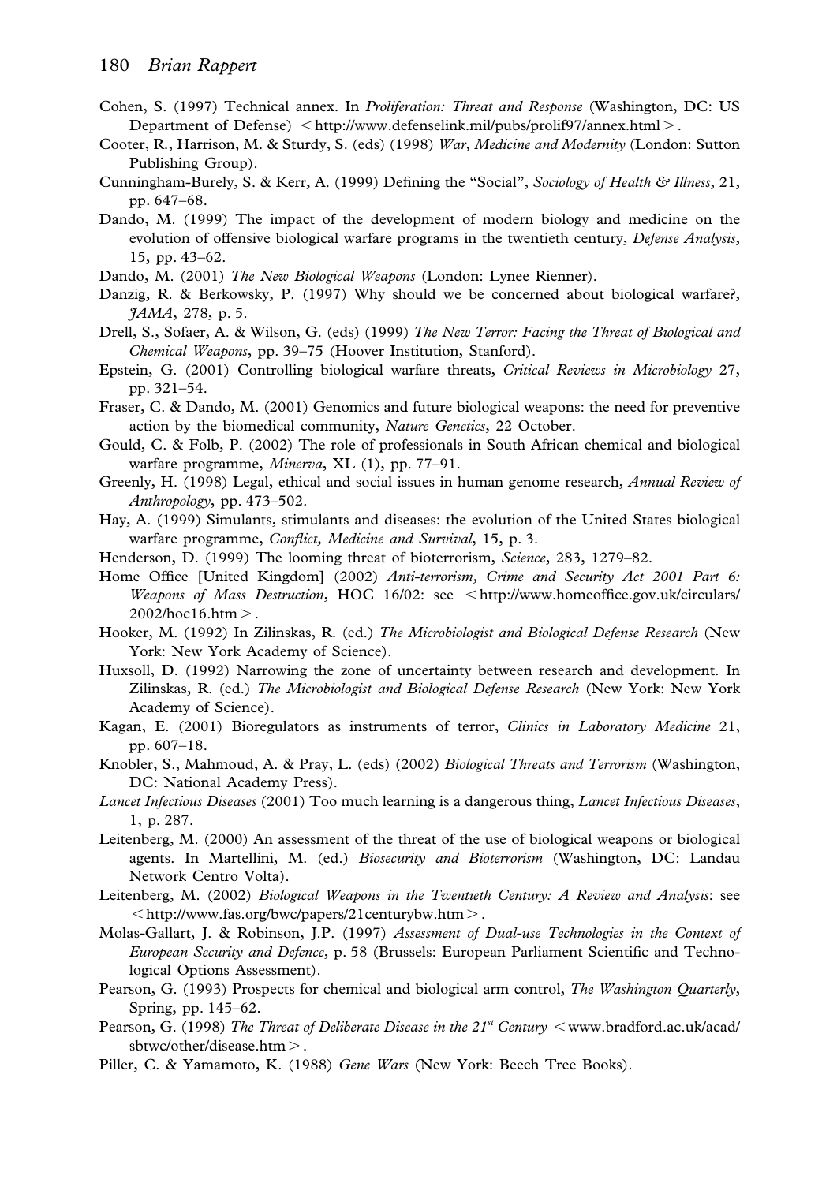Cohen, S. (1997) Technical annex. In *Proliferation: Threat and Response* (Washington, DC: US Department of Defense) <http://www.defenselink.mil/pubs/prolif97/annex.html>.

Cooter, R., Harrison, M. & Sturdy, S. (eds) (1998) *War, Medicine and Modernity* (London: Sutton Publishing Group).

Cunningham-Burely, S. & Kerr, A. (1999) Defining the "Social", *Sociology of Health & Illness*, 21, pp. 647–68.

Dando, M. (1999) The impact of the development of modern biology and medicine on the evolution of offensive biological warfare programs in the twentieth century, *Defense Analysis*, 15, pp. 43–62.

Dando, M. (2001) *The New Biological Weapons* (London: Lynee Rienner).

Danzig, R. & Berkowsky, P. (1997) Why should we be concerned about biological warfare?, *JAMA*, 278, p. 5.

Drell, S., Sofaer, A. & Wilson, G. (eds) (1999) *The New Terror: Facing the Threat of Biological and Chemical Weapons*, pp. 39–75 (Hoover Institution, Stanford).

Epstein, G. (2001) Controlling biological warfare threats, *Critical Reviews in Microbiology* 27, pp. 321–54.

Fraser, C. & Dando, M. (2001) Genomics and future biological weapons: the need for preventive action by the biomedical community, *Nature Genetics*, 22 October.

Gould, C. & Folb, P. (2002) The role of professionals in South African chemical and biological warfare programme, *Minerva*, XL (1), pp. 77–91.

Greenly, H. (1998) Legal, ethical and social issues in human genome research, *Annual Review of Anthropology*, pp. 473–502.

Hay, A. (1999) Simulants, stimulants and diseases: the evolution of the United States biological warfare programme, *Conflict, Medicine and Survival*, 15, p. 3.

Henderson, D. (1999) The looming threat of bioterrorism, *Science*, 283, 1279–82.

Home Office [United Kingdom] (2002) *Anti-terrorism, Crime and Security Act 2001 Part 6: Weapons of Mass Destruction*, HOC 16/02: see <http://www.homeoffice.gov.uk/circulars/2002/hoc16.htm>.

Hooker, M. (1992) In Zilinskas, R. (ed.) *The Microbiologist and Biological Defense Research* (New York: New York Academy of Science).

Huxsoll, D. (1992) Narrowing the zone of uncertainty between research and development. In Zilinskas, R. (ed.) *The Microbiologist and Biological Defense Research* (New York: New York Academy of Science).

Kagan, E. (2001) Bioregulators as instruments of terror, *Clinics in Laboratory Medicine* 21, pp. 607–18.

Knobler, S., Mahmoud, A. & Pray, L. (eds) (2002) *Biological Threats and Terrorism* (Washington, DC: National Academy Press).

*Lancet Infectious Diseases* (2001) Too much learning is a dangerous thing, *Lancet Infectious Diseases*, 1, p. 287.

Leitenberg, M. (2000) An assessment of the threat of the use of biological weapons or biological agents. In Martellini, M. (ed.) *Biosecurity and Bioterrorism* (Washington, DC: Landau Network Centro Volta).

Leitenberg, M. (2002) *Biological Weapons in the Twentieth Century: A Review and Analysis*: see <http://www.fas.org/bwc/papers/21centurybw.htm>.

Molas-Gallart, J. & Robinson, J.P. (1997) *Assessment of Dual-use Technologies in the Context of European Security and Defence*, p. 58 (Brussels: European Parliament Scientific and Technological Options Assessment).

Pearson, G. (1993) Prospects for chemical and biological arm control, *The Washington Quarterly*, Spring, pp. 145–62.

Pearson, G. (1998) *The Threat of Deliberate Disease in the 21st Century* <www.bradford.ac.uk/acad/sbtwc/other/disease.htm>.

Piller, C. & Yamamoto, K. (1988) *Gene Wars* (New York: Beech Tree Books).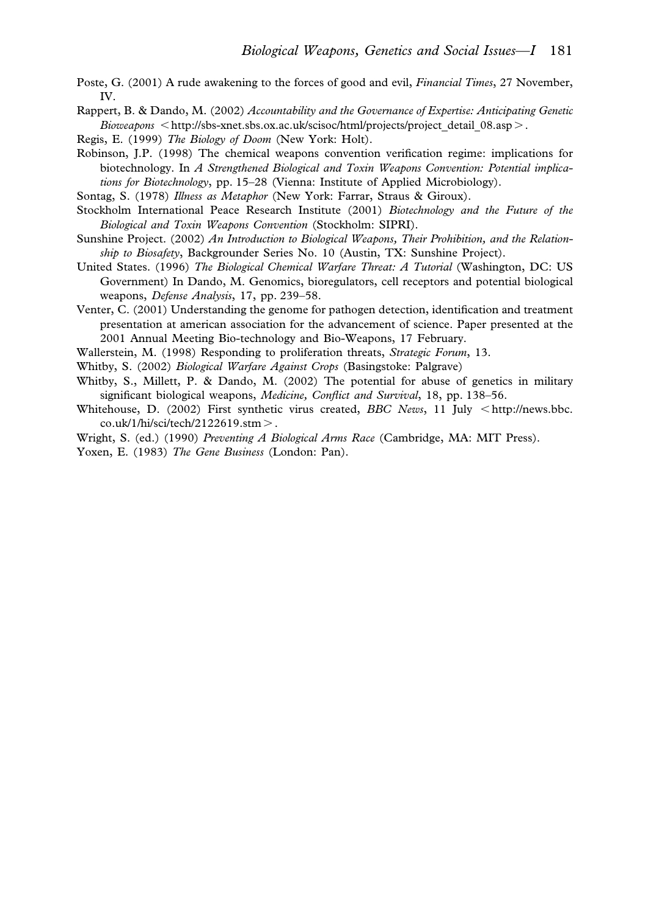Poste, G. (2001) A rude awakening to the forces of good and evil, *Financial Times*, 27 November, IV.

Rappert, B. & Dando, M. (2002) *Accountability and the Governance of Expertise: Anticipating Genetic Bioweapons* <http://sbs-xnet.sbs.ox.ac.uk/scisoc/html/projects/project_detail_08.asp>.

Regis, E. (1999) *The Biology of Doom* (New York: Holt).

Robinson, J.P. (1998) The chemical weapons convention verification regime: implications for biotechnology. In *A Strengthened Biological and Toxin Weapons Convention: Potential implications for Biotechnology*, pp. 15–28 (Vienna: Institute of Applied Microbiology).

Sontag, S. (1978) *Illness as Metaphor* (New York: Farrar, Straus & Giroux).

Stockholm International Peace Research Institute (2001) *Biotechnology and the Future of the Biological and Toxin Weapons Convention* (Stockholm: SIPRI).

Sunshine Project. (2002) *An Introduction to Biological Weapons, Their Prohibition, and the Relationship to Biosafety*, Backgrounder Series No. 10 (Austin, TX: Sunshine Project).

United States. (1996) *The Biological Chemical Warfare Threat: A Tutorial* (Washington, DC: US Government) In Dando, M. Genomics, bioregulators, cell receptors and potential biological weapons, *Defense Analysis*, 17, pp. 239–58.

Venter, C. (2001) Understanding the genome for pathogen detection, identification and treatment presentation at american association for the advancement of science. Paper presented at the 2001 Annual Meeting Bio-technology and Bio-Weapons, 17 February.

Wallerstein, M. (1998) Responding to proliferation threats, *Strategic Forum*, 13.

Whitby, S. (2002) *Biological Warfare Against Crops* (Basingstoke: Palgrave)

Whitby, S., Millett, P. & Dando, M. (2002) The potential for abuse of genetics in military significant biological weapons, *Medicine, Conflict and Survival*, 18, pp. 138–56.

Whitehouse, D. (2002) First synthetic virus created, *BBC News*, 11 July <http://news.bbc.co.uk/1/hi/sci/tech/2122619.stm>.

Wright, S. (ed.) (1990) *Preventing A Biological Arms Race* (Cambridge, MA: MIT Press).

Yoxen, E. (1983) *The Gene Business* (London: Pan).